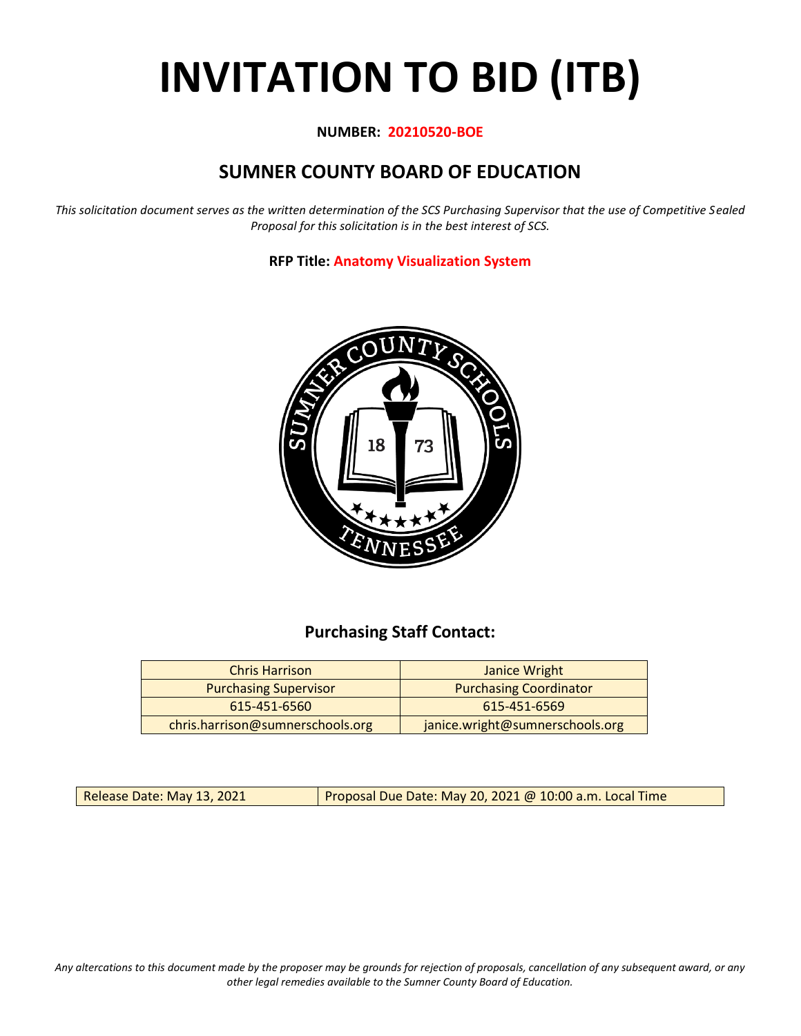# INVITATION TO BID (ITB)

**NUMBER: 20210520-BOE**

## SUMNER COUNTY BOARD OF EDUCATION

*This solicitation document serves as the written determination of the SCS Purchasing Supervisor that the use of Competitive Sealed Proposal for this solicitation is in the best interest of SCS.*

**RFP Title: Anatomy Visualization System**

### Purchasing Staff Contact:

| Chris Harrison | Janice Wright |
|---|---|
| Purchasing Supervisor | Purchasing Coordinator |
| 615-451-6560 | 615-451-6569 |
| chris.harrison@sumnerschools.org | janice.wright@sumnerschools.org |

| Release Date: May 13, 2021 | Proposal Due Date: May 20, 2021 @ 10:00 a.m. Local Time |
|---|---|

*Any altercations to this document made by the proposer may be grounds for rejection of proposals, cancellation of any subsequent award, or any other legal remedies available to the Sumner County Board of Education.*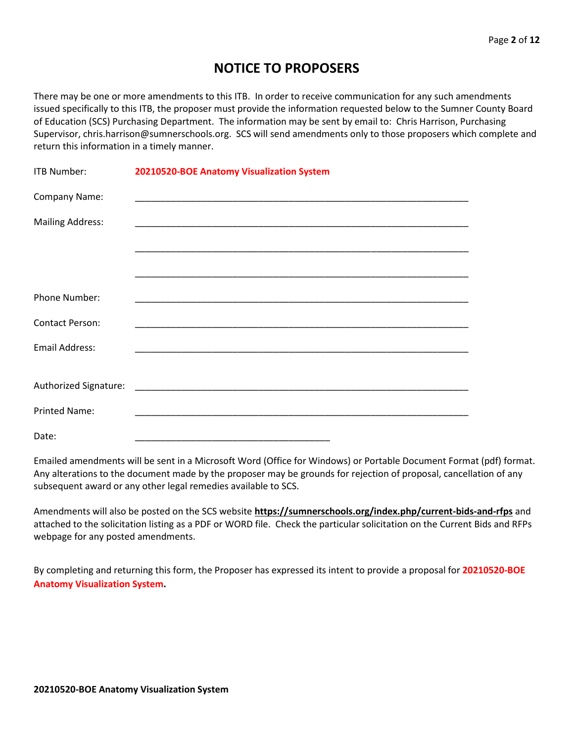# NOTICE TO PROPOSERS

There may be one or more amendments to this ITB. In order to receive communication for any such amendments issued specifically to this ITB, the proposer must provide the information requested below to the Sumner County Board of Education (SCS) Purchasing Department. The information may be sent by email to: Chris Harrison, Purchasing Supervisor, chris.harrison@sumnerschools.org. SCS will send amendments only to those proposers which complete and return this information in a timely manner.

ITB Number: **20210520-BOE Anatomy Visualization System**

Company Name: ____________________________________________________________________

Mailing Address: ____________________________________________________________________

____________________________________________________________________

____________________________________________________________________

Phone Number: ____________________________________________________________________

Contact Person: ____________________________________________________________________

Email Address: ____________________________________________________________________

Authorized Signature: ____________________________________________________________________

Printed Name: ____________________________________________________________________

Date: _______________________________________

Emailed amendments will be sent in a Microsoft Word (Office for Windows) or Portable Document Format (pdf) format. Any alterations to the document made by the proposer may be grounds for rejection of proposal, cancellation of any subsequent award or any other legal remedies available to SCS.

Amendments will also be posted on the SCS website **https://sumnerschools.org/index.php/current-bids-and-rfps** and attached to the solicitation listing as a PDF or WORD file. Check the particular solicitation on the Current Bids and RFPs webpage for any posted amendments.

By completing and returning this form, the Proposer has expressed its intent to provide a proposal for **20210520-BOE Anatomy Visualization System.**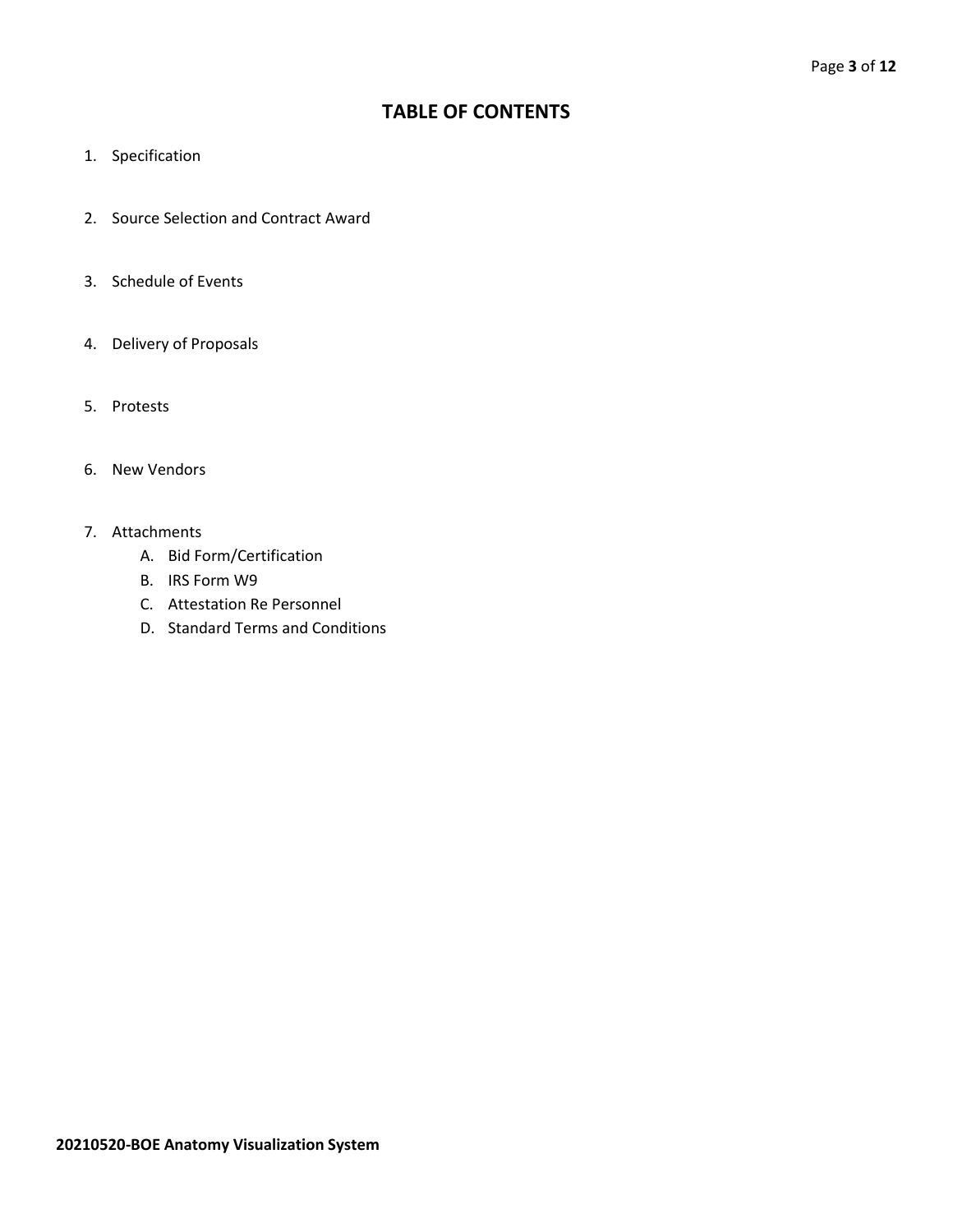# TABLE OF CONTENTS

1. Specification

2. Source Selection and Contract Award

3. Schedule of Events

4. Delivery of Proposals

5. Protests

6. New Vendors

7. Attachments
    - A. Bid Form/Certification
    - B. IRS Form W9
    - C. Attestation Re Personnel
    - D. Standard Terms and Conditions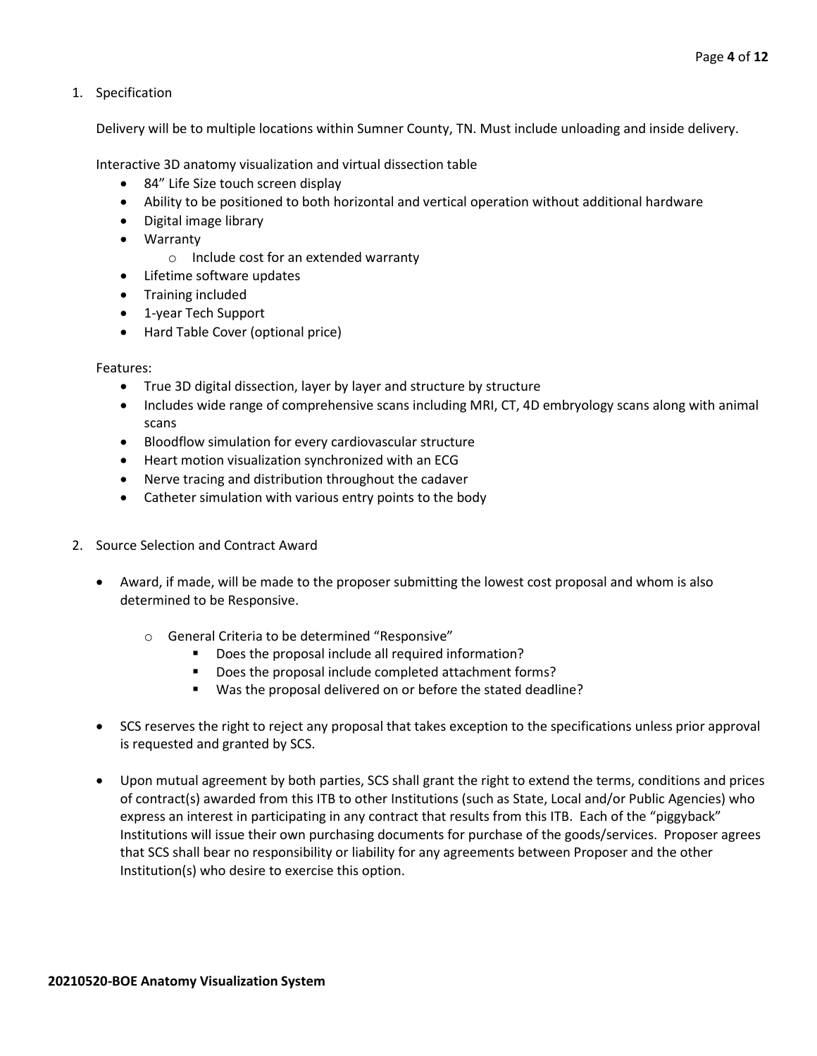1. Specification

   Delivery will be to multiple locations within Sumner County, TN. Must include unloading and inside delivery.

   Interactive 3D anatomy visualization and virtual dissection table

   - 84" Life Size touch screen display
   - Ability to be positioned to both horizontal and vertical operation without additional hardware
   - Digital image library
   - Warranty
     - Include cost for an extended warranty
   - Lifetime software updates
   - Training included
   - 1-year Tech Support
   - Hard Table Cover (optional price)

   Features:

   - True 3D digital dissection, layer by layer and structure by structure
   - Includes wide range of comprehensive scans including MRI, CT, 4D embryology scans along with animal scans
   - Bloodflow simulation for every cardiovascular structure
   - Heart motion visualization synchronized with an ECG
   - Nerve tracing and distribution throughout the cadaver
   - Catheter simulation with various entry points to the body

2. Source Selection and Contract Award

   - Award, if made, will be made to the proposer submitting the lowest cost proposal and whom is also determined to be Responsive.
     - General Criteria to be determined "Responsive"
       - Does the proposal include all required information?
       - Does the proposal include completed attachment forms?
       - Was the proposal delivered on or before the stated deadline?
   - SCS reserves the right to reject any proposal that takes exception to the specifications unless prior approval is requested and granted by SCS.
   - Upon mutual agreement by both parties, SCS shall grant the right to extend the terms, conditions and prices of contract(s) awarded from this ITB to other Institutions (such as State, Local and/or Public Agencies) who express an interest in participating in any contract that results from this ITB. Each of the "piggyback" Institutions will issue their own purchasing documents for purchase of the goods/services. Proposer agrees that SCS shall bear no responsibility or liability for any agreements between Proposer and the other Institution(s) who desire to exercise this option.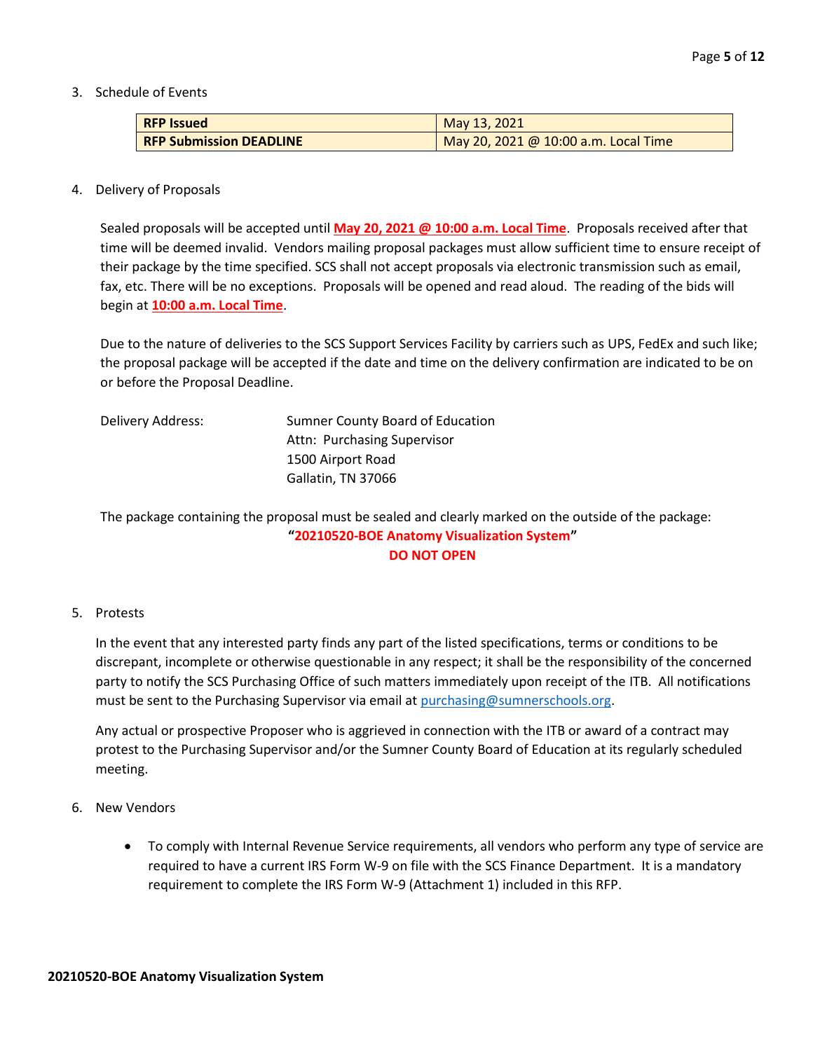3. Schedule of Events

| **RFP Issued** | May 13, 2021 |
|---|---|
| **RFP Submission DEADLINE** | May 20, 2021 @ 10:00 a.m. Local Time |

4. Delivery of Proposals

Sealed proposals will be accepted until **May 20, 2021 @ 10:00 a.m. Local Time**. Proposals received after that time will be deemed invalid. Vendors mailing proposal packages must allow sufficient time to ensure receipt of their package by the time specified. SCS shall not accept proposals via electronic transmission such as email, fax, etc. There will be no exceptions. Proposals will be opened and read aloud. The reading of the bids will begin at **10:00 a.m. Local Time**.

Due to the nature of deliveries to the SCS Support Services Facility by carriers such as UPS, FedEx and such like; the proposal package will be accepted if the date and time on the delivery confirmation are indicated to be on or before the Proposal Deadline.

Delivery Address: Sumner County Board of Education
Attn: Purchasing Supervisor
1500 Airport Road
Gallatin, TN 37066

The package containing the proposal must be sealed and clearly marked on the outside of the package:

**"20210520-BOE Anatomy Visualization System"**

**DO NOT OPEN**

5. Protests

In the event that any interested party finds any part of the listed specifications, terms or conditions to be discrepant, incomplete or otherwise questionable in any respect; it shall be the responsibility of the concerned party to notify the SCS Purchasing Office of such matters immediately upon receipt of the ITB. All notifications must be sent to the Purchasing Supervisor via email at purchasing@sumnerschools.org.

Any actual or prospective Proposer who is aggrieved in connection with the ITB or award of a contract may protest to the Purchasing Supervisor and/or the Sumner County Board of Education at its regularly scheduled meeting.

6. New Vendors

- To comply with Internal Revenue Service requirements, all vendors who perform any type of service are required to have a current IRS Form W-9 on file with the SCS Finance Department. It is a mandatory requirement to complete the IRS Form W-9 (Attachment 1) included in this RFP.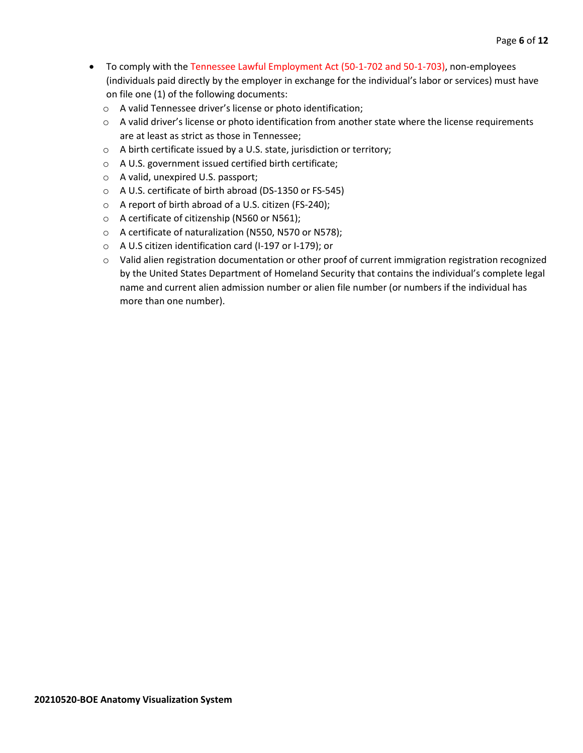- To comply with the Tennessee Lawful Employment Act (50-1-702 and 50-1-703), non-employees (individuals paid directly by the employer in exchange for the individual's labor or services) must have on file one (1) of the following documents:
  - A valid Tennessee driver's license or photo identification;
  - A valid driver's license or photo identification from another state where the license requirements are at least as strict as those in Tennessee;
  - A birth certificate issued by a U.S. state, jurisdiction or territory;
  - A U.S. government issued certified birth certificate;
  - A valid, unexpired U.S. passport;
  - A U.S. certificate of birth abroad (DS-1350 or FS-545)
  - A report of birth abroad of a U.S. citizen (FS-240);
  - A certificate of citizenship (N560 or N561);
  - A certificate of naturalization (N550, N570 or N578);
  - A U.S citizen identification card (I-197 or I-179); or
  - Valid alien registration documentation or other proof of current immigration registration recognized by the United States Department of Homeland Security that contains the individual's complete legal name and current alien admission number or alien file number (or numbers if the individual has more than one number).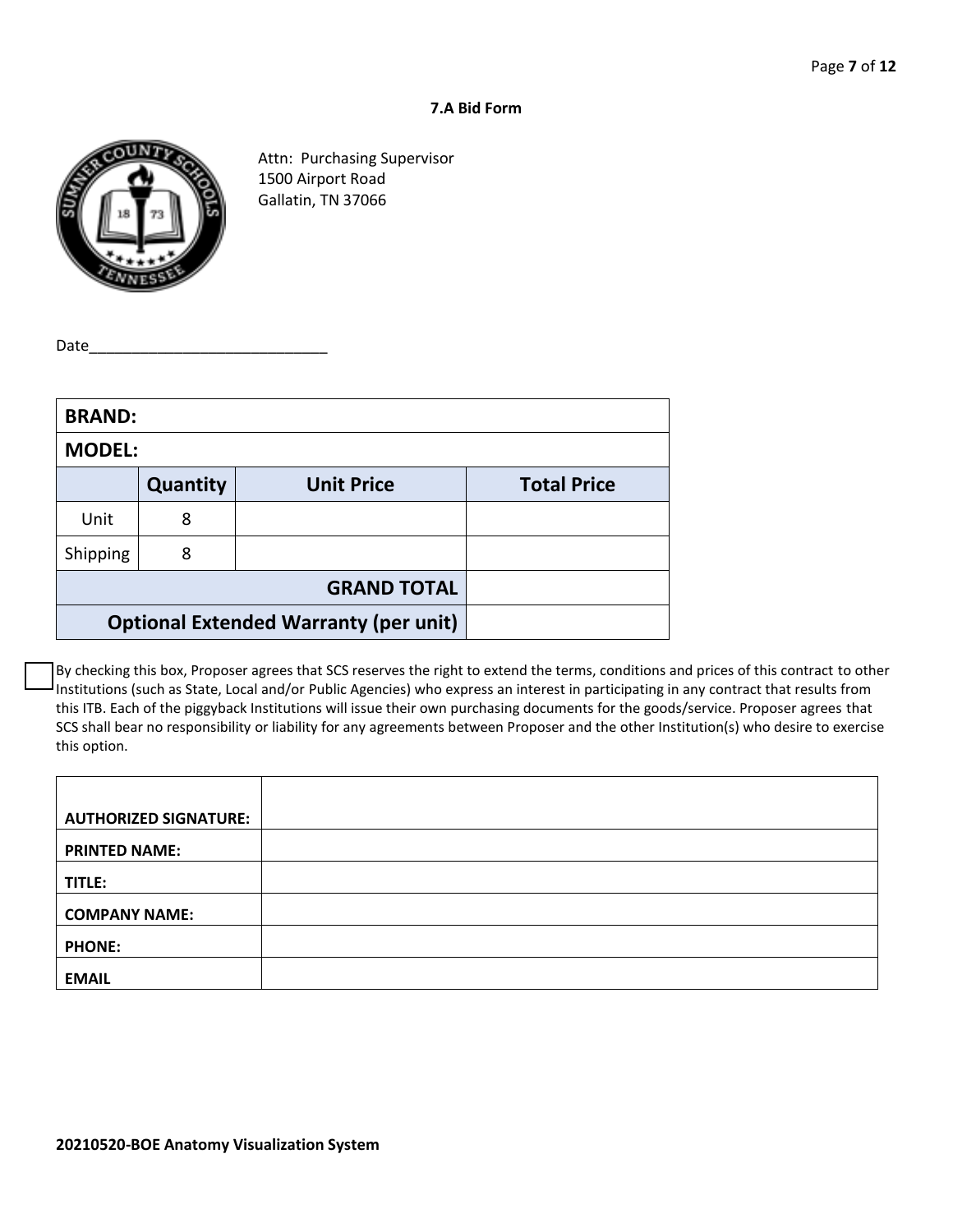### 7.A Bid Form

Attn: Purchasing Supervisor
1500 Airport Road
Gallatin, TN 37066

Date_____________________________

| **BRAND:** | | | |
|---|---|---|---|
| **MODEL:** | | | |
| | **Quantity** | **Unit Price** | **Total Price** |
| Unit | 8 | | |
| Shipping | 8 | | |
| | | **GRAND TOTAL** | |
| | | **Optional Extended Warranty (per unit)** | |

☐ By checking this box, Proposer agrees that SCS reserves the right to extend the terms, conditions and prices of this contract to other Institutions (such as State, Local and/or Public Agencies) who express an interest in participating in any contract that results from this ITB. Each of the piggyback Institutions will issue their own purchasing documents for the goods/service. Proposer agrees that SCS shall bear no responsibility or liability for any agreements between Proposer and the other Institution(s) who desire to exercise this option.

| | |
|---|---|
| **AUTHORIZED SIGNATURE:** | |
| **PRINTED NAME:** | |
| **TITLE:** | |
| **COMPANY NAME:** | |
| **PHONE:** | |
| **EMAIL** | |

**20210520-BOE Anatomy Visualization System**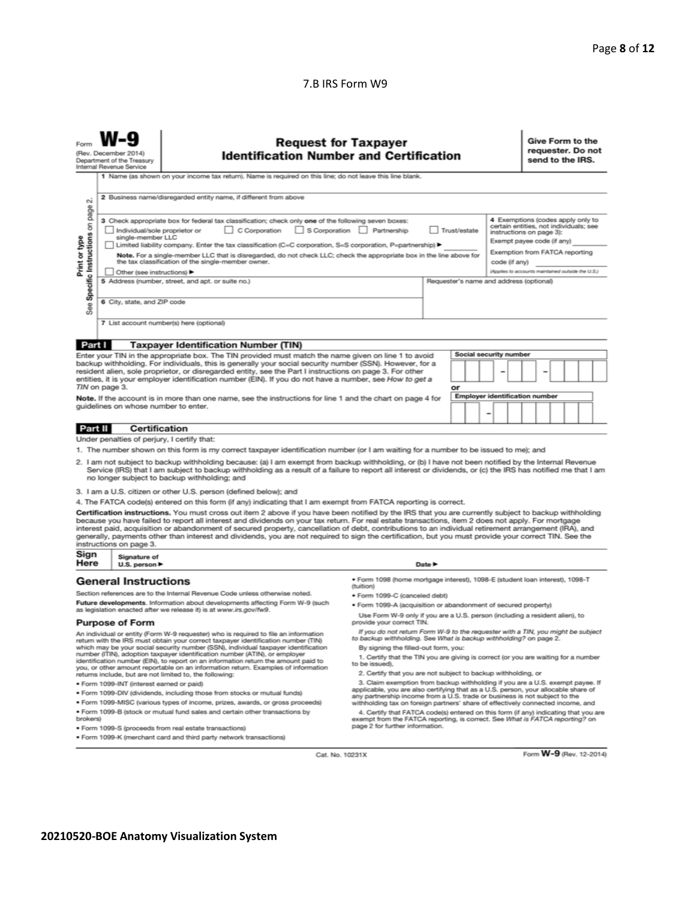7.B IRS Form W9

Form **W-9**
(Rev. December 2014)
Department of the Treasury
Internal Revenue Service

# Request for Taxpayer Identification Number and Certification

**Give Form to the requester. Do not send to the IRS.**

Print or type
See **Specific Instructions** on page 2.

1 Name (as shown on your income tax return). Name is required on this line; do not leave this line blank.

2 Business name/disregarded entity name, if different from above

3 Check appropriate box for federal tax classification; check only **one** of the following seven boxes:

☐ Individual/sole proprietor or single-member LLC ☐ C Corporation ☐ S Corporation ☐ Partnership ☐ Trust/estate

☐ Limited liability company. Enter the tax classification (C=C corporation, S=S corporation, P=partnership) ▶ ________

**Note.** For a single-member LLC that is disregarded, do not check LLC; check the appropriate box in the line above for the tax classification of the single-member owner.

☐ Other (see instructions) ▶

4 Exemptions (codes apply only to certain entities, not individuals; see instructions on page 3):

Exempt payee code (if any) ________

Exemption from FATCA reporting code (if any) ________

*(Applies to accounts maintained outside the U.S.)*

5 Address (number, street, and apt. or suite no.)

Requester's name and address (optional)

6 City, state, and ZIP code

7 List account number(s) here (optional)

## Part I Taxpayer Identification Number (TIN)

Enter your TIN in the appropriate box. The TIN provided must match the name given on line 1 to avoid backup withholding. For individuals, this is generally your social security number (SSN). However, for a resident alien, sole proprietor, or disregarded entity, see the Part I instructions on page 3. For other entities, it is your employer identification number (EIN). If you do not have a number, see *How to get a TIN* on page 3.

**Note.** If the account is in more than one name, see the instructions for line 1 and the chart on page 4 for guidelines on whose number to enter.

**Social security number**

☐☐☐ – ☐☐ – ☐☐☐☐

**or**

**Employer identification number**

☐☐ – ☐☐☐☐☐☐☐

## Part II Certification

Under penalties of perjury, I certify that:

1. The number shown on this form is my correct taxpayer identification number (or I am waiting for a number to be issued to me); and
2. I am not subject to backup withholding because: (a) I am exempt from backup withholding, or (b) I have not been notified by the Internal Revenue Service (IRS) that I am subject to backup withholding as a result of a failure to report all interest or dividends, or (c) the IRS has notified me that I am no longer subject to backup withholding; and
3. I am a U.S. citizen or other U.S. person (defined below); and
4. The FATCA code(s) entered on this form (if any) indicating that I am exempt from FATCA reporting is correct.

**Certification instructions.** You must cross out item 2 above if you have been notified by the IRS that you are currently subject to backup withholding because you have failed to report all interest and dividends on your tax return. For real estate transactions, item 2 does not apply. For mortgage interest paid, acquisition or abandonment of secured property, cancellation of debt, contributions to an individual retirement arrangement (IRA), and generally, payments other than interest and dividends, you are not required to sign the certification, but you must provide your correct TIN. See the instructions on page 3.

**Sign Here** Signature of U.S. person ▶ Date ▶

## General Instructions

Section references are to the Internal Revenue Code unless otherwise noted.

**Future developments.** Information about developments affecting Form W-9 (such as legislation enacted after we release it) is at www.irs.gov/fw9.

### Purpose of Form

An individual or entity (Form W-9 requester) who is required to file an information return with the IRS must obtain your correct taxpayer identification number (TIN) which may be your social security number (SSN), individual taxpayer identification number (ITIN), adoption taxpayer identification number (ATIN), or employer identification number (EIN), to report on an information return the amount paid to you, or other amount reportable on an information return. Examples of information returns include, but are not limited to, the following:

- Form 1099-INT (interest earned or paid)
- Form 1099-DIV (dividends, including those from stocks or mutual funds)
- Form 1099-MISC (various types of income, prizes, awards, or gross proceeds)
- Form 1099-B (stock or mutual fund sales and certain other transactions by brokers)
- Form 1099-S (proceeds from real estate transactions)
- Form 1099-K (merchant card and third party network transactions)
- Form 1098 (home mortgage interest), 1098-E (student loan interest), 1098-T (tuition)
- Form 1099-C (canceled debt)
- Form 1099-A (acquisition or abandonment of secured property)

Use Form W-9 only if you are a U.S. person (including a resident alien), to provide your correct TIN.

*If you do not return Form W-9 to the requester with a TIN, you might be subject to backup withholding. See What is backup withholding? on page 2.*

By signing the filled-out form, you:

1. Certify that the TIN you are giving is correct (or you are waiting for a number to be issued),
2. Certify that you are not subject to backup withholding, or
3. Claim exemption from backup withholding if you are a U.S. exempt payee. If applicable, you are also certifying that as a U.S. person, your allocable share of any partnership income from a U.S. trade or business is not subject to the withholding tax on foreign partners' share of effectively connected income, and
4. Certify that FATCA code(s) entered on this form (if any) indicating that you are exempt from the FATCA reporting, is correct. See *What is FATCA reporting?* on page 2 for further information.

Cat. No. 10231X Form **W-9** (Rev. 12-2014)

**20210520-BOE Anatomy Visualization System**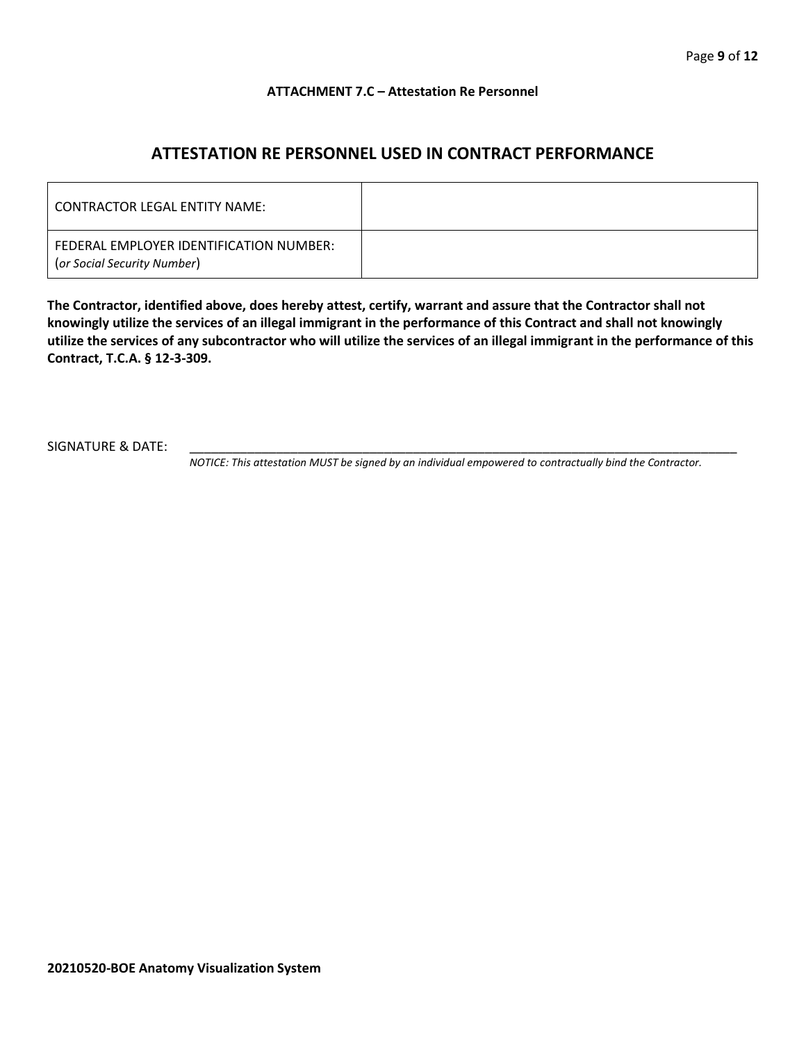**ATTACHMENT 7.C – Attestation Re Personnel**

## ATTESTATION RE PERSONNEL USED IN CONTRACT PERFORMANCE

| CONTRACTOR LEGAL ENTITY NAME: | |
|---|---|
| FEDERAL EMPLOYER IDENTIFICATION NUMBER: (*or Social Security Number*) | |

**The Contractor, identified above, does hereby attest, certify, warrant and assure that the Contractor shall not knowingly utilize the services of an illegal immigrant in the performance of this Contract and shall not knowingly utilize the services of any subcontractor who will utilize the services of an illegal immigrant in the performance of this Contract, T.C.A. § 12-3-309.**

SIGNATURE & DATE: ______________________________________________________________________________

*NOTICE: This attestation MUST be signed by an individual empowered to contractually bind the Contractor.*

**20210520-BOE Anatomy Visualization System**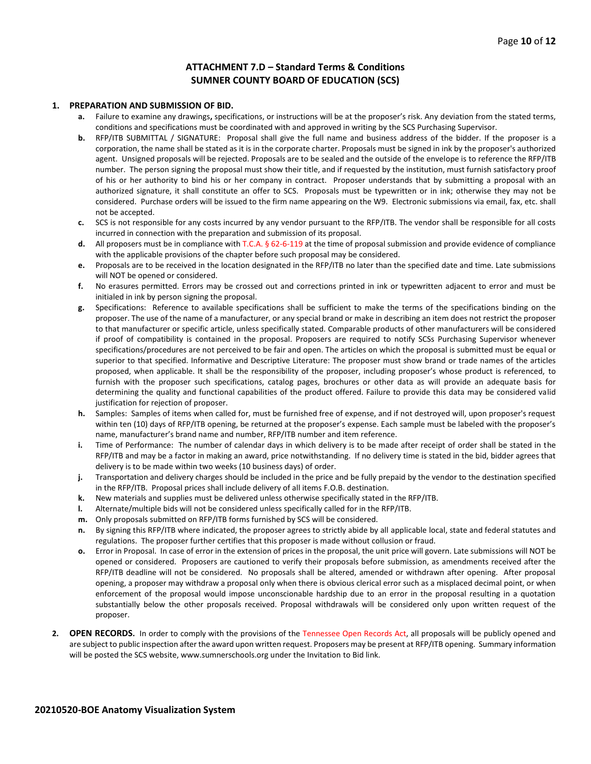## ATTACHMENT 7.D – Standard Terms & Conditions
## SUMNER COUNTY BOARD OF EDUCATION (SCS)

**1. PREPARATION AND SUBMISSION OF BID.**

- **a.** Failure to examine any drawings**,** specifications, or instructions will be at the proposer's risk. Any deviation from the stated terms, conditions and specifications must be coordinated with and approved in writing by the SCS Purchasing Supervisor.
- **b.** RFP/ITB SUBMITTAL / SIGNATURE: Proposal shall give the full name and business address of the bidder. If the proposer is a corporation, the name shall be stated as it is in the corporate charter. Proposals must be signed in ink by the proposer's authorized agent. Unsigned proposals will be rejected. Proposals are to be sealed and the outside of the envelope is to reference the RFP/ITB number. The person signing the proposal must show their title, and if requested by the institution, must furnish satisfactory proof of his or her authority to bind his or her company in contract. Proposer understands that by submitting a proposal with an authorized signature, it shall constitute an offer to SCS. Proposals must be typewritten or in ink; otherwise they may not be considered. Purchase orders will be issued to the firm name appearing on the W9. Electronic submissions via email, fax, etc. shall not be accepted.
- **c.** SCS is not responsible for any costs incurred by any vendor pursuant to the RFP/ITB. The vendor shall be responsible for all costs incurred in connection with the preparation and submission of its proposal.
- **d.** All proposers must be in compliance with T.C.A. § 62-6-119 at the time of proposal submission and provide evidence of compliance with the applicable provisions of the chapter before such proposal may be considered.
- **e.** Proposals are to be received in the location designated in the RFP/ITB no later than the specified date and time. Late submissions will NOT be opened or considered.
- **f.** No erasures permitted. Errors may be crossed out and corrections printed in ink or typewritten adjacent to error and must be initialed in ink by person signing the proposal.
- **g.** Specifications: Reference to available specifications shall be sufficient to make the terms of the specifications binding on the proposer. The use of the name of a manufacturer, or any special brand or make in describing an item does not restrict the proposer to that manufacturer or specific article, unless specifically stated. Comparable products of other manufacturers will be considered if proof of compatibility is contained in the proposal. Proposers are required to notify SCSs Purchasing Supervisor whenever specifications/procedures are not perceived to be fair and open. The articles on which the proposal is submitted must be equal or superior to that specified. Informative and Descriptive Literature: The proposer must show brand or trade names of the articles proposed, when applicable. It shall be the responsibility of the proposer, including proposer's whose product is referenced, to furnish with the proposer such specifications, catalog pages, brochures or other data as will provide an adequate basis for determining the quality and functional capabilities of the product offered. Failure to provide this data may be considered valid justification for rejection of proposer.
- **h.** Samples: Samples of items when called for, must be furnished free of expense, and if not destroyed will, upon proposer's request within ten (10) days of RFP/ITB opening, be returned at the proposer's expense. Each sample must be labeled with the proposer's name, manufacturer's brand name and number, RFP/ITB number and item reference.
- **i.** Time of Performance: The number of calendar days in which delivery is to be made after receipt of order shall be stated in the RFP/ITB and may be a factor in making an award, price notwithstanding. If no delivery time is stated in the bid, bidder agrees that delivery is to be made within two weeks (10 business days) of order.
- **j.** Transportation and delivery charges should be included in the price and be fully prepaid by the vendor to the destination specified in the RFP/ITB. Proposal prices shall include delivery of all items F.O.B. destination.
- **k.** New materials and supplies must be delivered unless otherwise specifically stated in the RFP/ITB.
- **l.** Alternate/multiple bids will not be considered unless specifically called for in the RFP/ITB.
- **m.** Only proposals submitted on RFP/ITB forms furnished by SCS will be considered.
- **n.** By signing this RFP/ITB where indicated, the proposer agrees to strictly abide by all applicable local, state and federal statutes and regulations. The proposer further certifies that this proposer is made without collusion or fraud.
- **o.** Error in Proposal. In case of error in the extension of prices in the proposal, the unit price will govern. Late submissions will NOT be opened or considered. Proposers are cautioned to verify their proposals before submission, as amendments received after the RFP/ITB deadline will not be considered. No proposals shall be altered, amended or withdrawn after opening. After proposal opening, a proposer may withdraw a proposal only when there is obvious clerical error such as a misplaced decimal point, or when enforcement of the proposal would impose unconscionable hardship due to an error in the proposal resulting in a quotation substantially below the other proposals received. Proposal withdrawals will be considered only upon written request of the proposer.

**2. OPEN RECORDS.** In order to comply with the provisions of the Tennessee Open Records Act, all proposals will be publicly opened and are subject to public inspection after the award upon written request. Proposers may be present at RFP/ITB opening. Summary information will be posted the SCS website, www.sumnerschools.org under the Invitation to Bid link.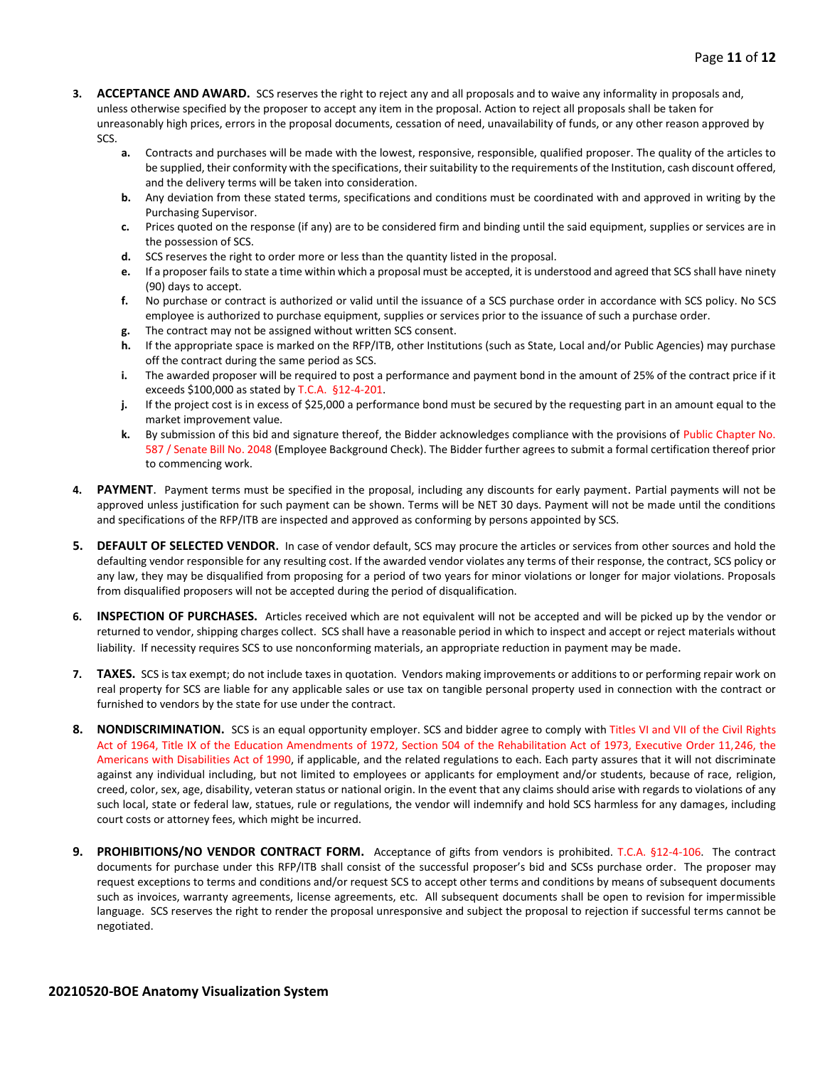3. **ACCEPTANCE AND AWARD.** SCS reserves the right to reject any and all proposals and to waive any informality in proposals and, unless otherwise specified by the proposer to accept any item in the proposal. Action to reject all proposals shall be taken for unreasonably high prices, errors in the proposal documents, cessation of need, unavailability of funds, or any other reason approved by SCS.
   - **a.** Contracts and purchases will be made with the lowest, responsive, responsible, qualified proposer. The quality of the articles to be supplied, their conformity with the specifications, their suitability to the requirements of the Institution, cash discount offered, and the delivery terms will be taken into consideration.
   - **b.** Any deviation from these stated terms, specifications and conditions must be coordinated with and approved in writing by the Purchasing Supervisor.
   - **c.** Prices quoted on the response (if any) are to be considered firm and binding until the said equipment, supplies or services are in the possession of SCS.
   - **d.** SCS reserves the right to order more or less than the quantity listed in the proposal.
   - **e.** If a proposer fails to state a time within which a proposal must be accepted, it is understood and agreed that SCS shall have ninety (90) days to accept.
   - **f.** No purchase or contract is authorized or valid until the issuance of a SCS purchase order in accordance with SCS policy. No SCS employee is authorized to purchase equipment, supplies or services prior to the issuance of such a purchase order.
   - **g.** The contract may not be assigned without written SCS consent.
   - **h.** If the appropriate space is marked on the RFP/ITB, other Institutions (such as State, Local and/or Public Agencies) may purchase off the contract during the same period as SCS.
   - **i.** The awarded proposer will be required to post a performance and payment bond in the amount of 25% of the contract price if it exceeds $100,000 as stated by T.C.A. §12-4-201.
   - **j.** If the project cost is in excess of $25,000 a performance bond must be secured by the requesting part in an amount equal to the market improvement value.
   - **k.** By submission of this bid and signature thereof, the Bidder acknowledges compliance with the provisions of Public Chapter No. 587 / Senate Bill No. 2048 (Employee Background Check). The Bidder further agrees to submit a formal certification thereof prior to commencing work.

4. **PAYMENT**. Payment terms must be specified in the proposal, including any discounts for early payment. Partial payments will not be approved unless justification for such payment can be shown. Terms will be NET 30 days. Payment will not be made until the conditions and specifications of the RFP/ITB are inspected and approved as conforming by persons appointed by SCS.

5. **DEFAULT OF SELECTED VENDOR.** In case of vendor default, SCS may procure the articles or services from other sources and hold the defaulting vendor responsible for any resulting cost. If the awarded vendor violates any terms of their response, the contract, SCS policy or any law, they may be disqualified from proposing for a period of two years for minor violations or longer for major violations. Proposals from disqualified proposers will not be accepted during the period of disqualification.

6. **INSPECTION OF PURCHASES.** Articles received which are not equivalent will not be accepted and will be picked up by the vendor or returned to vendor, shipping charges collect. SCS shall have a reasonable period in which to inspect and accept or reject materials without liability. If necessity requires SCS to use nonconforming materials, an appropriate reduction in payment may be made.

7. **TAXES.** SCS is tax exempt; do not include taxes in quotation. Vendors making improvements or additions to or performing repair work on real property for SCS are liable for any applicable sales or use tax on tangible personal property used in connection with the contract or furnished to vendors by the state for use under the contract.

8. **NONDISCRIMINATION.** SCS is an equal opportunity employer. SCS and bidder agree to comply with Titles VI and VII of the Civil Rights Act of 1964, Title IX of the Education Amendments of 1972, Section 504 of the Rehabilitation Act of 1973, Executive Order 11,246, the Americans with Disabilities Act of 1990, if applicable, and the related regulations to each. Each party assures that it will not discriminate against any individual including, but not limited to employees or applicants for employment and/or students, because of race, religion, creed, color, sex, age, disability, veteran status or national origin. In the event that any claims should arise with regards to violations of any such local, state or federal law, statues, rule or regulations, the vendor will indemnify and hold SCS harmless for any damages, including court costs or attorney fees, which might be incurred.

9. **PROHIBITIONS/NO VENDOR CONTRACT FORM.** Acceptance of gifts from vendors is prohibited. T.C.A. §12-4-106. The contract documents for purchase under this RFP/ITB shall consist of the successful proposer's bid and SCSs purchase order. The proposer may request exceptions to terms and conditions and/or request SCS to accept other terms and conditions by means of subsequent documents such as invoices, warranty agreements, license agreements, etc. All subsequent documents shall be open to revision for impermissible language. SCS reserves the right to render the proposal unresponsive and subject the proposal to rejection if successful terms cannot be negotiated.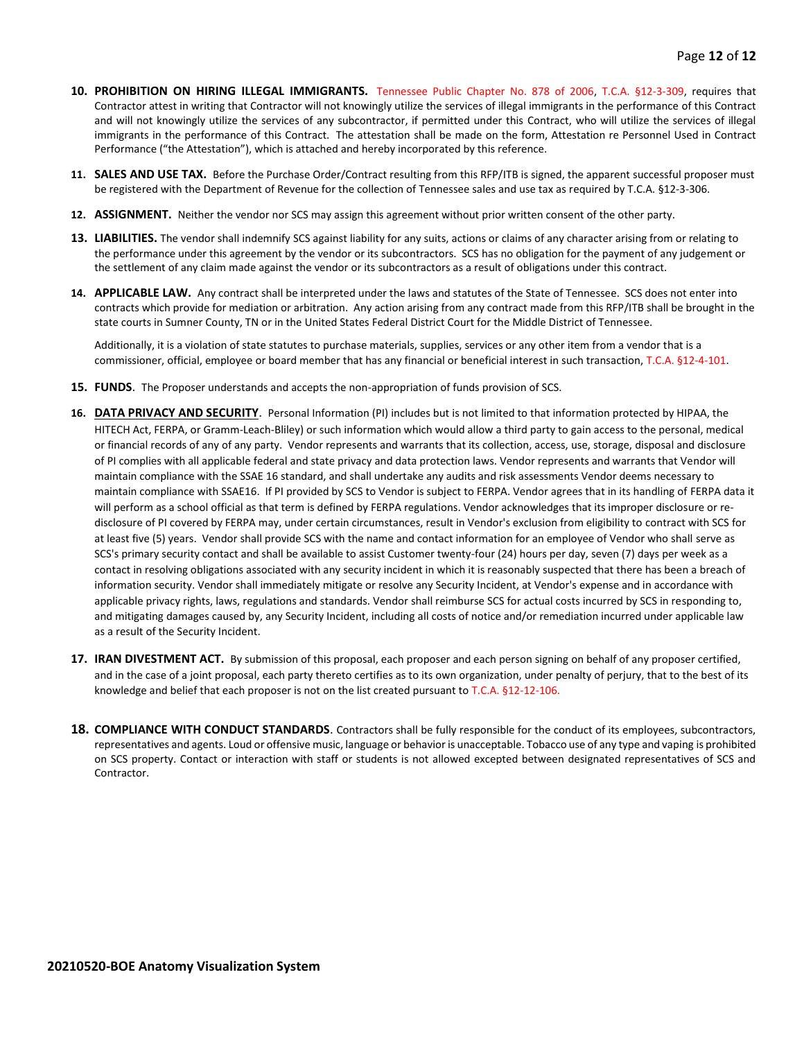10. **PROHIBITION ON HIRING ILLEGAL IMMIGRANTS.** Tennessee Public Chapter No. 878 of 2006, T.C.A. §12-3-309, requires that Contractor attest in writing that Contractor will not knowingly utilize the services of illegal immigrants in the performance of this Contract and will not knowingly utilize the services of any subcontractor, if permitted under this Contract, who will utilize the services of illegal immigrants in the performance of this Contract. The attestation shall be made on the form, Attestation re Personnel Used in Contract Performance ("the Attestation"), which is attached and hereby incorporated by this reference.

11. **SALES AND USE TAX.** Before the Purchase Order/Contract resulting from this RFP/ITB is signed, the apparent successful proposer must be registered with the Department of Revenue for the collection of Tennessee sales and use tax as required by T.C.A. §12-3-306.

12. **ASSIGNMENT.** Neither the vendor nor SCS may assign this agreement without prior written consent of the other party.

13. **LIABILITIES.** The vendor shall indemnify SCS against liability for any suits, actions or claims of any character arising from or relating to the performance under this agreement by the vendor or its subcontractors. SCS has no obligation for the payment of any judgement or the settlement of any claim made against the vendor or its subcontractors as a result of obligations under this contract.

14. **APPLICABLE LAW.** Any contract shall be interpreted under the laws and statutes of the State of Tennessee. SCS does not enter into contracts which provide for mediation or arbitration. Any action arising from any contract made from this RFP/ITB shall be brought in the state courts in Sumner County, TN or in the United States Federal District Court for the Middle District of Tennessee.

    Additionally, it is a violation of state statutes to purchase materials, supplies, services or any other item from a vendor that is a commissioner, official, employee or board member that has any financial or beneficial interest in such transaction, T.C.A. §12-4-101.

15. **FUNDS**. The Proposer understands and accepts the non-appropriation of funds provision of SCS.

16. **DATA PRIVACY AND SECURITY**. Personal Information (PI) includes but is not limited to that information protected by HIPAA, the HITECH Act, FERPA, or Gramm-Leach-Bliley) or such information which would allow a third party to gain access to the personal, medical or financial records of any of any party. Vendor represents and warrants that its collection, access, use, storage, disposal and disclosure of PI complies with all applicable federal and state privacy and data protection laws. Vendor represents and warrants that Vendor will maintain compliance with the SSAE 16 standard, and shall undertake any audits and risk assessments Vendor deems necessary to maintain compliance with SSAE16. If PI provided by SCS to Vendor is subject to FERPA. Vendor agrees that in its handling of FERPA data it will perform as a school official as that term is defined by FERPA regulations. Vendor acknowledges that its improper disclosure or re-disclosure of PI covered by FERPA may, under certain circumstances, result in Vendor's exclusion from eligibility to contract with SCS for at least five (5) years. Vendor shall provide SCS with the name and contact information for an employee of Vendor who shall serve as SCS's primary security contact and shall be available to assist Customer twenty-four (24) hours per day, seven (7) days per week as a contact in resolving obligations associated with any security incident in which it is reasonably suspected that there has been a breach of information security. Vendor shall immediately mitigate or resolve any Security Incident, at Vendor's expense and in accordance with applicable privacy rights, laws, regulations and standards. Vendor shall reimburse SCS for actual costs incurred by SCS in responding to, and mitigating damages caused by, any Security Incident, including all costs of notice and/or remediation incurred under applicable law as a result of the Security Incident.

17. **IRAN DIVESTMENT ACT.** By submission of this proposal, each proposer and each person signing on behalf of any proposer certified, and in the case of a joint proposal, each party thereto certifies as to its own organization, under penalty of perjury, that to the best of its knowledge and belief that each proposer is not on the list created pursuant to T.C.A. §12-12-106.

18. **COMPLIANCE WITH CONDUCT STANDARDS**. Contractors shall be fully responsible for the conduct of its employees, subcontractors, representatives and agents. Loud or offensive music, language or behavior is unacceptable. Tobacco use of any type and vaping is prohibited on SCS property. Contact or interaction with staff or students is not allowed excepted between designated representatives of SCS and Contractor.